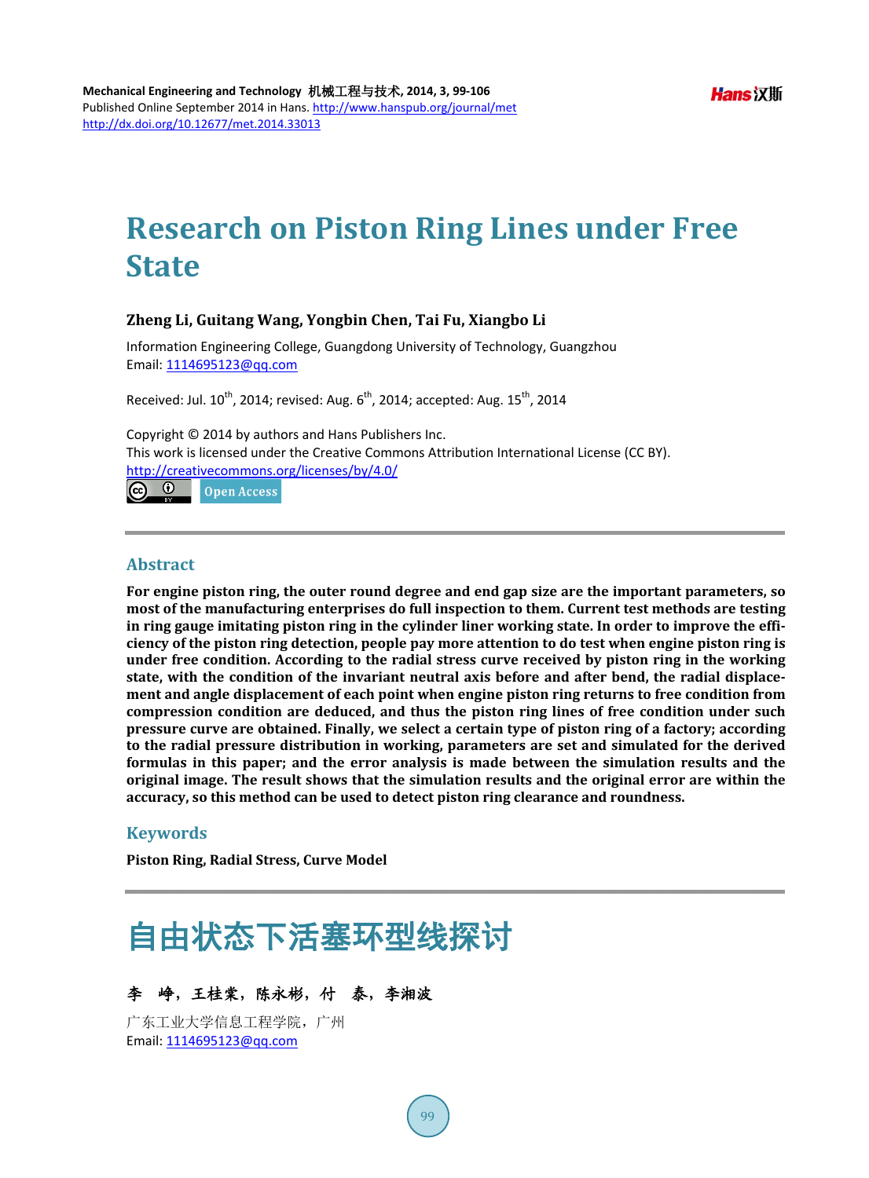# Research on Piston Ring Lines under Free State

**Zheng Li, Guitang Wang, Yongbin Chen, Tai Fu, Xiangbo Li**

Information Engineering College, Guangdong University of Technology, Guangzhou
Email: 1114695123@qq.com

Received: Jul. 10th, 2014; revised: Aug. 6th, 2014; accepted: Aug. 15th, 2014

Copyright © 2014 by authors and Hans Publishers Inc.
This work is licensed under the Creative Commons Attribution International License (CC BY).
http://creativecommons.org/licenses/by/4.0/

Open Access

## Abstract

**For engine piston ring, the outer round degree and end gap size are the important parameters, so most of the manufacturing enterprises do full inspection to them. Current test methods are testing in ring gauge imitating piston ring in the cylinder liner working state. In order to improve the efficiency of the piston ring detection, people pay more attention to do test when engine piston ring is under free condition. According to the radial stress curve received by piston ring in the working state, with the condition of the invariant neutral axis before and after bend, the radial displacement and angle displacement of each point when engine piston ring returns to free condition from compression condition are deduced, and thus the piston ring lines of free condition under such pressure curve are obtained. Finally, we select a certain type of piston ring of a factory; according to the radial pressure distribution in working, parameters are set and simulated for the derived formulas in this paper; and the error analysis is made between the simulation results and the original image. The result shows that the simulation results and the original error are within the accuracy, so this method can be used to detect piston ring clearance and roundness.**

## Keywords

**Piston Ring, Radial Stress, Curve Model**

# 自由状态下活塞环型线探讨

**李　峥，王桂棠，陈永彬，付　泰，李湘波**

广东工业大学信息工程学院，广州
Email: 1114695123@qq.com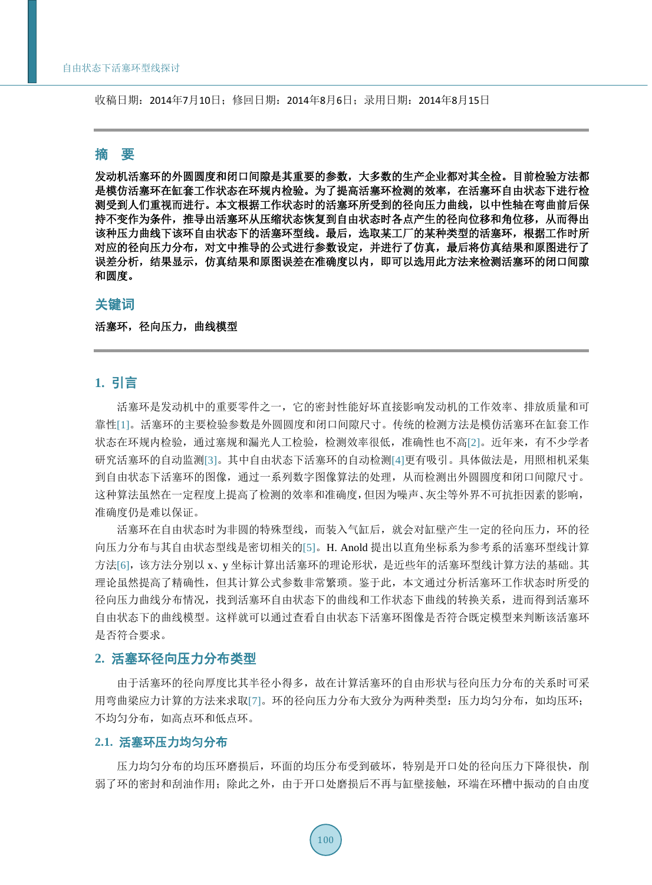收稿日期：2014年7月10日；修回日期：2014年8月6日；录用日期：2014年8月15日

## 摘　要

**发动机活塞环的外圆圆度和闭口间隙是其重要的参数，大多数的生产企业都对其全检。目前检验方法都是模仿活塞环在缸套工作状态在环规内检验。为了提高活塞环检测的效率，在活塞环自由状态下进行检测受到人们重视而进行。本文根据工作状态时的活塞环所受到的径向压力曲线，以中性轴在弯曲前后保持不变作为条件，推导出活塞环从压缩状态恢复到自由状态时各点产生的径向位移和角位移，从而得出该种压力曲线下该环自由状态下的活塞环型线。最后，选取某工厂的某种类型的活塞环，根据工作时所对应的径向压力分布，对文中推导的公式进行参数设定，并进行了仿真，最后将仿真结果和原图进行了误差分析，结果显示，仿真结果和原图误差在准确度以内，即可以选用此方法来检测活塞环的闭口间隙和圆度。**

## 关键词

**活塞环，径向压力，曲线模型**

## 1. 引言

活塞环是发动机中的重要零件之一，它的密封性能好坏直接影响发动机的工作效率、排放质量和可靠性[1]。活塞环的主要检验参数是外圆圆度和闭口间隙尺寸。传统的检测方法是模仿活塞环在缸套工作状态在环规内检验，通过塞规和漏光人工检验，检测效率很低，准确性也不高[2]。近年来，有不少学者研究活塞环的自动监测[3]。其中自由状态下活塞环的自动检测[4]更有吸引。具体做法是，用照相机采集到自由状态下活塞环的图像，通过一系列数字图像算法的处理，从而检测出外圆圆度和闭口间隙尺寸。这种算法虽然在一定程度上提高了检测的效率和准确度，但因为噪声、灰尘等外界不可抗拒因素的影响，准确度仍是难以保证。

活塞环在自由状态时为非圆的特殊型线，而装入气缸后，就会对缸壁产生一定的径向压力，环的径向压力分布与其自由状态型线是密切相关的[5]。H. Anold 提出以直角坐标系为参考系的活塞环型线计算方法[6]，该方法分别以 x、y 坐标计算出活塞环的理论形状，是近些年的活塞环型线计算方法的基础。其理论虽然提高了精确性，但其计算公式参数非常繁琐。鉴于此，本文通过分析活塞环工作状态时所受的径向压力曲线分布情况，找到活塞环自由状态下的曲线和工作状态下曲线的转换关系，进而得到活塞环自由状态下的曲线模型。这样就可以通过查看自由状态下活塞环图像是否符合既定模型来判断该活塞环是否符合要求。

## 2. 活塞环径向压力分布类型

由于活塞环的径向厚度比其半径小得多，故在计算活塞环的自由形状与径向压力分布的关系时可采用弯曲梁应力计算的方法来求取[7]。环的径向压力分布大致分为两种类型：压力均匀分布，如均压环；不均匀分布，如高点环和低点环。

### 2.1. 活塞环压力均匀分布

压力均匀分布的均压环磨损后，环面的均压分布受到破坏，特别是开口处的径向压力下降很快，削弱了环的密封和刮油作用；除此之外，由于开口处磨损后不再与缸壁接触，环端在环槽中振动的自由度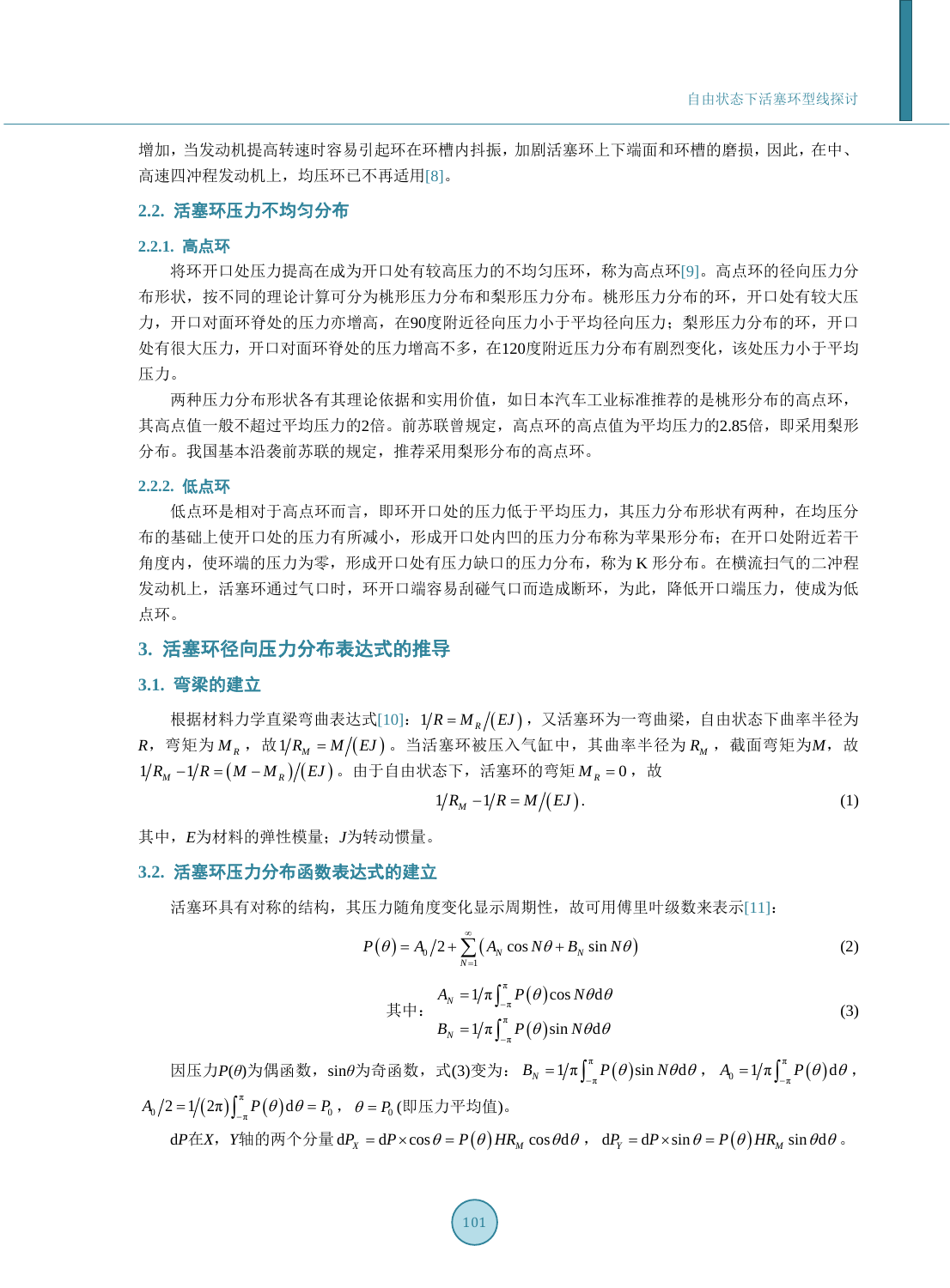增加，当发动机提高转速时容易引起环在环槽内抖振，加剧活塞环上下端面和环槽的磨损，因此，在中、高速四冲程发动机上，均压环已不再适用[8]。

## 2.2. 活塞环压力不均匀分布

### 2.2.1. 高点环

将环开口处压力提高在成为开口处有较高压力的不均匀压环，称为高点环[9]。高点环的径向压力分布形状，按不同的理论计算可分为桃形压力分布和梨形压力分布。桃形压力分布的环，开口处有较大压力，开口对面环脊处的压力亦增高，在90度附近径向压力小于平均径向压力；梨形压力分布的环，开口处有很大压力，开口对面环脊处的压力增高不多，在120度附近压力分布有剧烈变化，该处压力小于平均压力。

两种压力分布形状各有其理论依据和实用价值，如日本汽车工业标准推荐的是桃形分布的高点环，其高点值一般不超过平均压力的2倍。前苏联曾规定，高点环的高点值为平均压力的2.85倍，即采用梨形分布。我国基本沿袭前苏联的规定，推荐采用梨形分布的高点环。

### 2.2.2. 低点环

低点环是相对于高点环而言，即环开口处的压力低于平均压力，其压力分布形状有两种，在均压分布的基础上使开口处的压力有所减小，形成开口处内凹的压力分布称为苹果形分布；在开口处附近若干角度内，使环端的压力为零，形成开口处有压力缺口的压力分布，称为 K 形分布。在横流扫气的二冲程发动机上，活塞环通过气口时，环开口端容易刮碰气口而造成断环，为此，降低开口端压力，使成为低点环。

## 3. 活塞环径向压力分布表达式的推导

### 3.1. 弯梁的建立

根据材料力学直梁弯曲表达式[10]：$1/R = M_R/(EJ)$，又活塞环为一弯曲梁，自由状态下曲率半径为 $R$，弯矩为 $M_R$，故 $1/R_M = M/(EJ)$。当活塞环被压入气缸中，其曲率半径为 $R_M$，截面弯矩为$M$，故 $1/R_M - 1/R = (M - M_R)/(EJ)$。由于自由状态下，活塞环的弯矩 $M_R = 0$，故

$$1/R_M - 1/R = M/(EJ). \tag{1}$$

其中，$E$为材料的弹性模量；$J$为转动惯量。

### 3.2. 活塞环压力分布函数表达式的建立

活塞环具有对称的结构，其压力随角度变化显示周期性，故可用傅里叶级数来表示[11]：

$$P(\theta) = A_0/2 + \sum_{N=1}^{\infty}\left(A_N \cos N\theta + B_N \sin N\theta\right) \tag{2}$$

其中：

$$\begin{aligned} A_N &= 1/\pi \int_{-\pi}^{\pi} P(\theta)\cos N\theta \mathrm{d}\theta \\ B_N &= 1/\pi \int_{-\pi}^{\pi} P(\theta)\sin N\theta \mathrm{d}\theta \end{aligned} \tag{3}$$

因压力$P(\theta)$为偶函数，$\sin\theta$为奇函数，式(3)变为：$B_N = 1/\pi \int_{-\pi}^{\pi} P(\theta)\sin N\theta \mathrm{d}\theta$，$A_0 = 1/\pi \int_{-\pi}^{\pi} P(\theta)\mathrm{d}\theta$，$A_0/2 = 1/(2\pi)\int_{-\pi}^{\pi} P(\theta)\mathrm{d}\theta = P_0$，$\theta = P_0$ (即压力平均值)。

$\mathrm{d}P$在$X$，$Y$轴的两个分量 $\mathrm{d}P_X = \mathrm{d}P \times \cos\theta = P(\theta) H R_M \cos\theta \mathrm{d}\theta$，$\mathrm{d}P_Y = \mathrm{d}P \times \sin\theta = P(\theta) H R_M \sin\theta \mathrm{d}\theta$。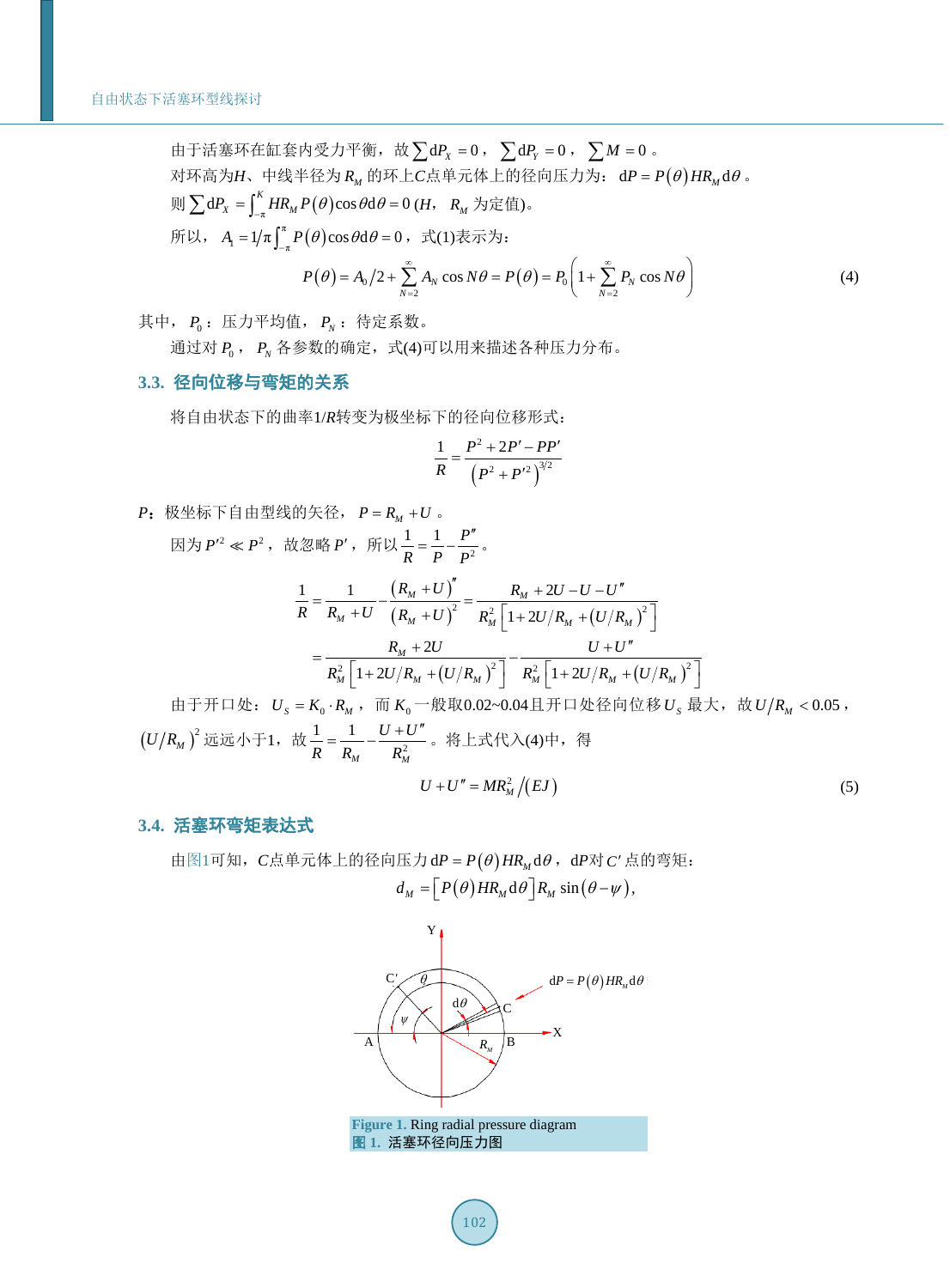由于活塞环在缸套内受力平衡，故$\sum \mathrm{d}P_X = 0$，$\sum \mathrm{d}P_Y = 0$，$\sum M = 0$。

对环高为$H$、中线半径为$R_M$的环上$C$点单元体上的径向压力为：$\mathrm{d}P = P(\theta) H R_M \mathrm{d}\theta$。

则$\sum \mathrm{d}P_X = \int_{-\pi}^{K} H R_M P(\theta)\cos\theta \mathrm{d}\theta = 0$ ($H$，$R_M$为定值)。

所以，$A_1 = 1/\pi \int_{-\pi}^{\pi} P(\theta)\cos\theta \mathrm{d}\theta = 0$，式(1)表示为：

$$P(\theta) = A_0/2 + \sum_{N=2}^{\infty} A_N \cos N\theta = P(\theta) = P_0\left(1 + \sum_{N=2}^{\infty} P_N \cos N\theta\right) \tag{4}$$

其中，$P_0$：压力平均值，$P_N$：待定系数。

通过对$P_0$，$P_N$各参数的确定，式(4)可以用来描述各种压力分布。

### 3.3. 径向位移与弯矩的关系

将自由状态下的曲率$1/R$转变为极坐标下的径向位移形式：

$$\frac{1}{R} = \frac{P^2 + 2P' - PP'}{\left(P^2 + P'^2\right)^{3/2}}$$

$P$：极坐标下自由型线的矢径，$P = R_M + U$。

因为$P'^2 \ll P^2$，故忽略$P'$，所以$\frac{1}{R} = \frac{1}{P} - \frac{P''}{P^2}$。

$$\frac{1}{R} = \frac{1}{R_M + U} - \frac{\left(R_M + U\right)''}{\left(R_M + U\right)^2} = \frac{R_M + 2U - U - U''}{R_M^2\left[1 + 2U/R_M + \left(U/R_M\right)^2\right]}$$

$$= \frac{R_M + 2U}{R_M^2\left[1 + 2U/R_M + \left(U/R_M\right)^2\right]} - \frac{U + U''}{R_M^2\left[1 + 2U/R_M + \left(U/R_M\right)^2\right]}$$

由于开口处：$U_S = K_0 \cdot R_M$，而$K_0$一般取0.02~0.04且开口处径向位移$U_S$最大，故$U/R_M < 0.05$，$\left(U/R_M\right)^2$远远小于1，故$\frac{1}{R} = \frac{1}{R_M} - \frac{U + U''}{R_M^2}$。将上式代入(4)中，得

$$U + U'' = MR_M^2/(EJ) \tag{5}$$

### 3.4. 活塞环弯矩表达式

由图1可知，$C$点单元体上的径向压力$\mathrm{d}P = P(\theta) H R_M \mathrm{d}\theta$，$\mathrm{d}P$对$C'$点的弯矩：

$$d_M = \left[P(\theta) H R_M \mathrm{d}\theta\right] R_M \sin(\theta - \psi),$$

**Figure 1.** Ring radial pressure diagram
**图 1.** 活塞环径向压力图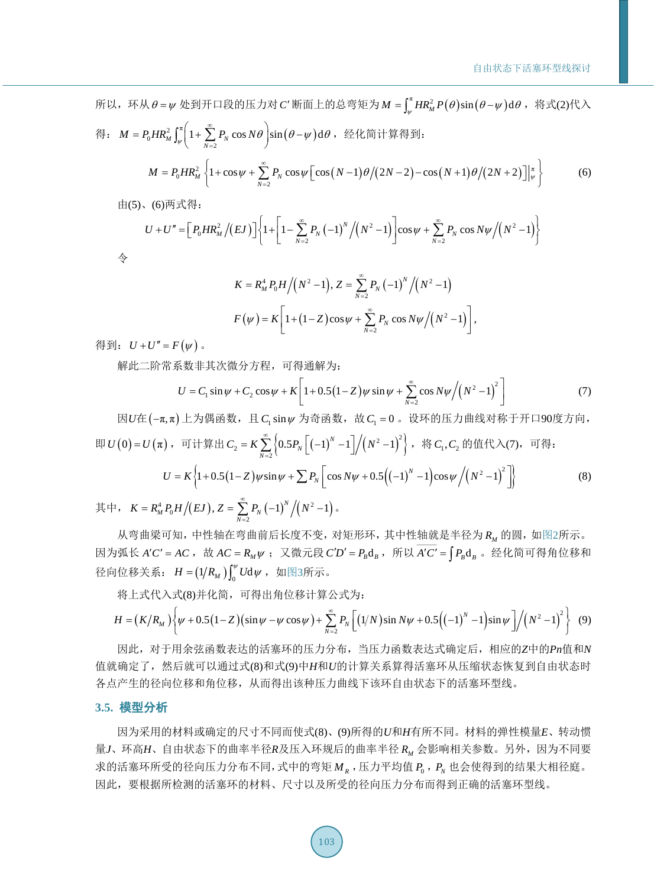所以，环从 $\theta=\psi$ 处到开口段的压力对 $C'$ 断面上的总弯矩为 $M=\int_{\psi}^{\pi}HR_M^2P(\theta)\sin(\theta-\psi)\mathrm{d}\theta$，将式(2)代入得：$M=P_0HR_M^2\int_{\psi}^{\pi}\left(1+\sum_{N=2}^{\infty}P_N\cos N\theta\right)\sin(\theta-\psi)\mathrm{d}\theta$，经化简计算得到：

$$M=P_0HR_M^2\left\{1+\cos\psi+\sum_{N=2}^{\infty}P_N\cos\psi\left[\cos(N-1)\theta/(2N-2)-\cos(N+1)\theta/(2N+2)\right]\Big|_{\psi}^{\pi}\right\} \tag{6}$$

由(5)、(6)两式得：

$$U+U''=\left[P_0HR_M^2/(EJ)\right]\left\{1+\left[1-\sum_{N=2}^{\infty}P_N(-1)^N/\left(N^2-1\right)\right]\cos\psi+\sum_{N=2}^{\infty}P_N\cos N\psi/\left(N^2-1\right)\right\}$$

令

$$K=R_M^4P_0H/\left(N^2-1\right),\ Z=\sum_{N=2}^{\infty}P_N(-1)^N/\left(N^2-1\right)$$

$$F(\psi)=K\left[1+(1-Z)\cos\psi+\sum_{N=2}^{\infty}P_N\cos N\psi/\left(N^2-1\right)\right],$$

得到：$U+U''=F(\psi)$。

解此二阶常系数非其次微分方程，可得通解为：

$$U=C_1\sin\psi+C_2\cos\psi+K\left[1+0.5(1-Z)\psi\sin\psi+\sum_{N=2}^{\infty}\cos N\psi/\left(N^2-1\right)^2\right] \tag{7}$$

因$U$在$(-\pi,\pi)$上为偶函数，且 $C_1\sin\psi$ 为奇函数，故 $C_1=0$。设环的压力曲线对称于开口90度方向，即 $U(0)=U(\pi)$，可计算出 $C_2=K\sum_{N=2}^{\infty}\left\{0.5P_N\left[(-1)^N-1\right]/\left(N^2-1\right)^2\right\}$，将 $C_1,C_2$ 的值代入(7)，可得：

$$U=K\left\{1+0.5(1-Z)\psi\sin\psi+\sum P_N\left[\cos N\psi+0.5\left((-1)^N-1\right)\cos\psi/\left(N^2-1\right)^2\right]\right\} \tag{8}$$

其中，$K=R_M^4P_0H/(EJ),\ Z=\sum_{N=2}^{\infty}P_N(-1)^N/\left(N^2-1\right)$。

从弯曲梁可知，中性轴在弯曲前后长度不变，对矩形环，其中性轴就是半径为 $R_M$ 的圆，如图2所示。因为弧长 $A'C'=AC$，故 $AC=R_M\psi$；又微元段 $C'D'=P_B\mathrm{d}_B$，所以 $\overline{A'C'}=\int P_B\mathrm{d}_B$。经化简可得角位移和径向位移关系：$H=(1/R_M)\int_0^{\psi}U\mathrm{d}\psi$，如图3所示。

将上式代入式(8)并化简，可得出角位移计算公式为：

$$H=(K/R_M)\left\{\psi+0.5(1-Z)(\sin\psi-\psi\cos\psi)+\sum_{N=2}^{\infty}P_N\left[(1/N)\sin N\psi+0.5\left((-1)^N-1\right)\sin\psi\right]/\left(N^2-1\right)^2\right\} \tag{9}$$

因此，对于用余弦函数表达的活塞环的压力分布，当压力函数表达式确定后，相应的$Z$中的$Pn$值和$N$值就确定了，然后就可以通过式(8)和式(9)中$H$和$U$的计算关系算得活塞环从压缩状态恢复到自由状态时各点产生的径向位移和角位移，从而得出该种压力曲线下该环自由状态下的活塞环型线。

### 3.5. 模型分析

因为采用的材料或确定的尺寸不同而使式(8)、(9)所得的$U$和$H$有所不同。材料的弹性模量$E$、转动惯量$J$、环高$H$、自由状态下的曲率半径$R$及压入环规后的曲率半径 $R_M$ 会影响相关参数。另外，因为不同要求的活塞环所受的径向压力分布不同，式中的弯矩 $M_R$，压力平均值 $P_0$，$P_N$ 也会使得到的结果大相径庭。因此，要根据所检测的活塞环的材料、尺寸以及所受的径向压力分布而得到正确的活塞环型线。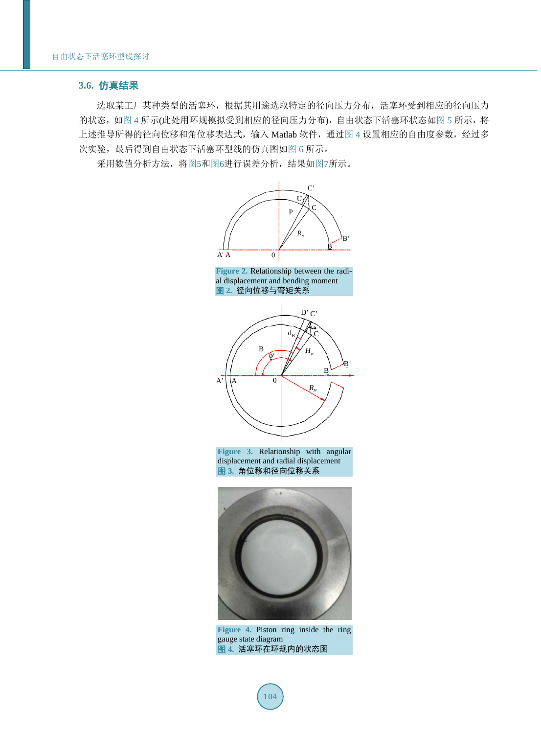### 3.6. 仿真结果

选取某工厂某种类型的活塞环，根据其用途选取特定的径向压力分布，活塞环受到相应的径向压力的状态，如图 4 所示(此处用环规模拟受到相应的径向压力分布)，自由状态下活塞环状态如图 5 所示，将上述推导所得的径向位移和角位移表达式，输入 Matlab 软件，通过图 4 设置相应的自由度参数，经过多次实验，最后得到自由状态下活塞环型线的仿真图如图 6 所示。

采用数值分析方法，将图5和图6进行误差分析，结果如图7所示。

Figure 2. Relationship between the radial displacement and bending moment

图 2. 径向位移与弯矩关系

Figure 3. Relationship with angular displacement and radial displacement

图 3. 角位移和径向位移关系

Figure 4. Piston ring inside the ring gauge state diagram

图 4. 活塞环在环规内的状态图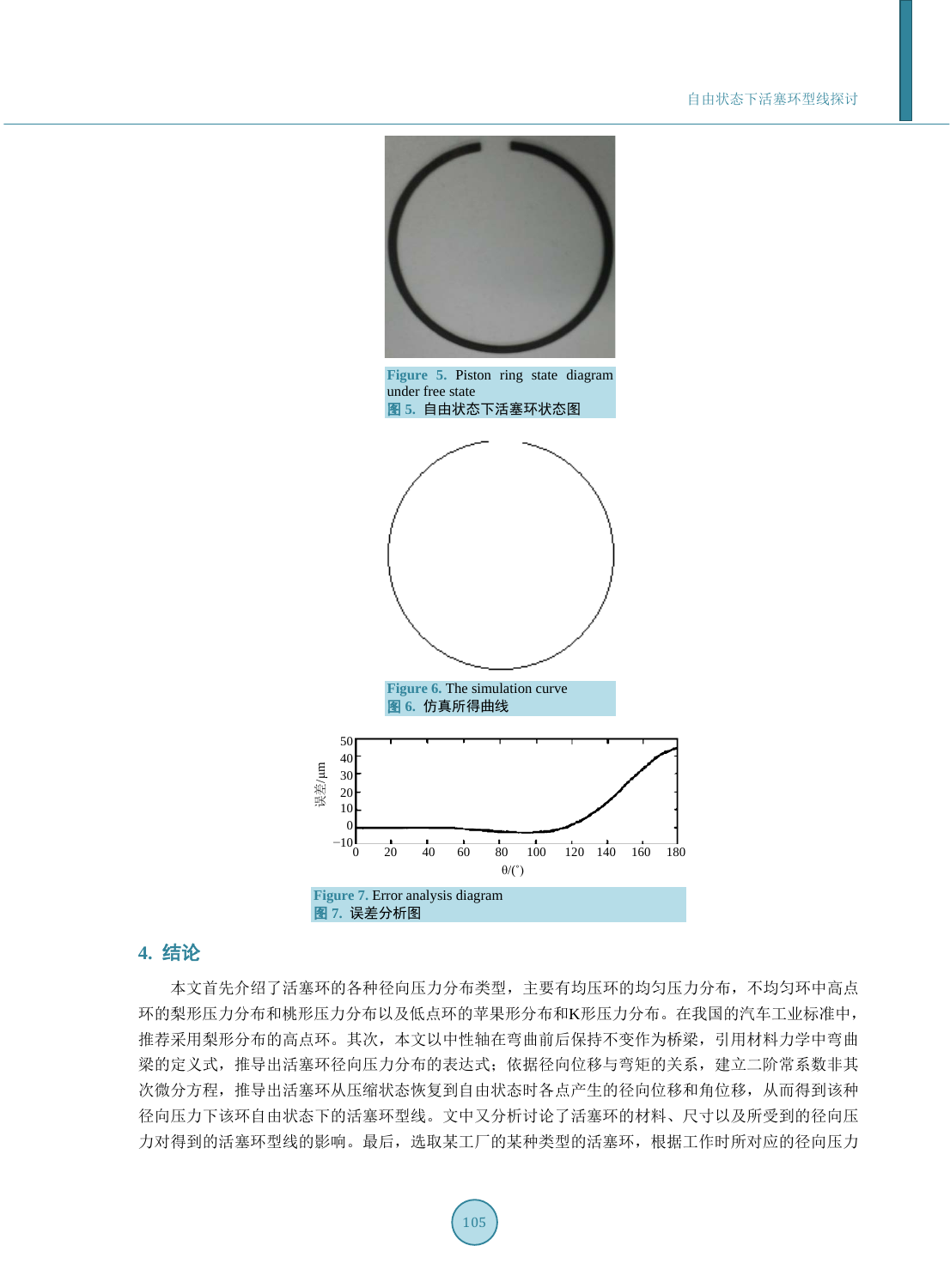Figure 5. Piston ring state diagram under free state

图 5. 自由状态下活塞环状态图

Figure 6. The simulation curve

图 6. 仿真所得曲线

Figure 7. Error analysis diagram

图 7. 误差分析图

## 4. 结论

本文首先介绍了活塞环的各种径向压力分布类型，主要有均压环的均匀压力分布，不均匀环中高点环的梨形压力分布和桃形压力分布以及低点环的苹果形分布和K形压力分布。在我国的汽车工业标准中，推荐采用梨形分布的高点环。其次，本文以中性轴在弯曲前后保持不变作为桥梁，引用材料力学中弯曲梁的定义式，推导出活塞环径向压力分布的表达式；依据径向位移与弯矩的关系，建立二阶常系数非其次微分方程，推导出活塞环从压缩状态恢复到自由状态时各点产生的径向位移和角位移，从而得到该种径向压力下该环自由状态下的活塞环型线。文中又分析讨论了活塞环的材料、尺寸以及所受到的径向压力对得到的活塞环型线的影响。最后，选取某工厂的某种类型的活塞环，根据工作时所对应的径向压力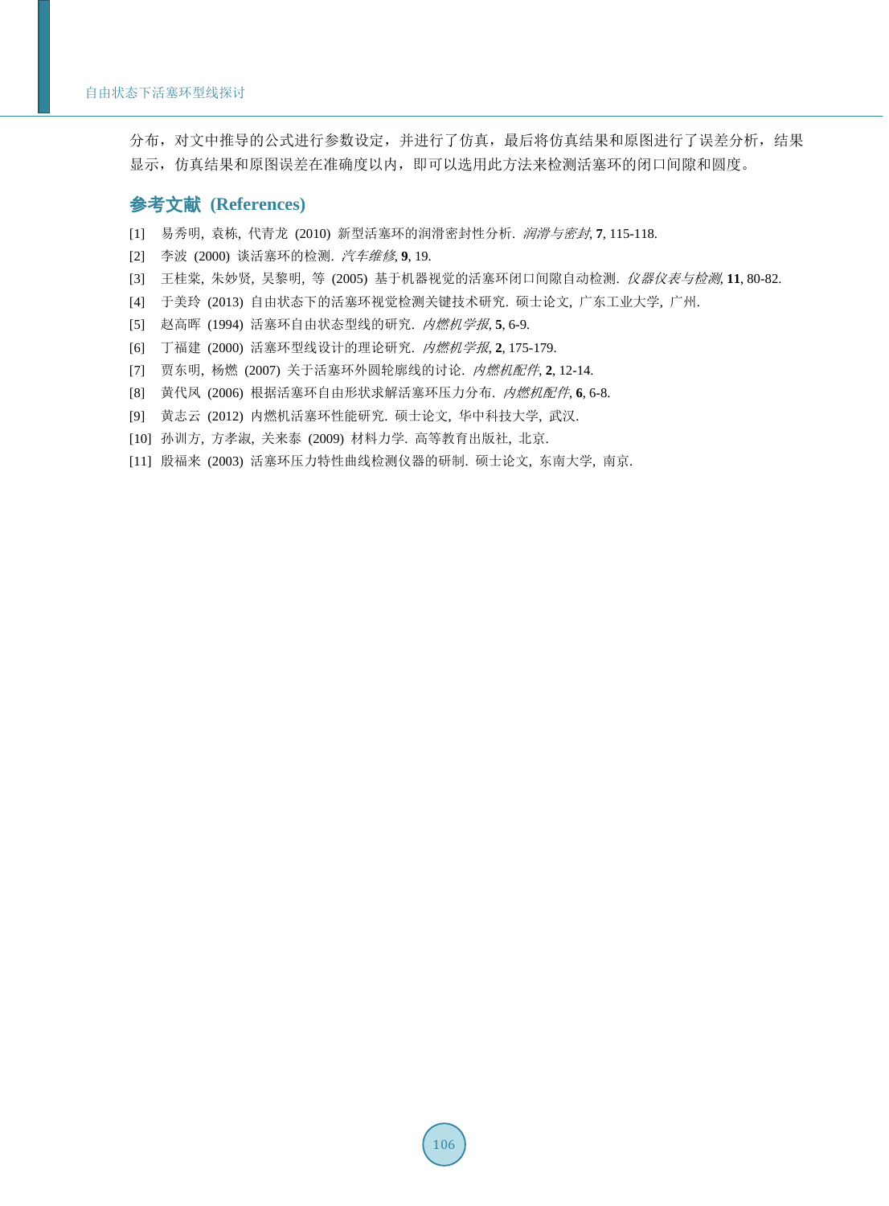分布，对文中推导的公式进行参数设定，并进行了仿真，最后将仿真结果和原图进行了误差分析，结果显示，仿真结果和原图误差在准确度以内，即可以选用此方法来检测活塞环的闭口间隙和圆度。

## 参考文献 (References)

[1] 易秀明, 袁栋, 代青龙 (2010) 新型活塞环的润滑密封性分析. *润滑与密封*, **7**, 115-118.

[2] 李波 (2000) 谈活塞环的检测. *汽车维修*, **9**, 19.

[3] 王桂棠, 朱妙贤, 吴黎明, 等 (2005) 基于机器视觉的活塞环闭口间隙自动检测. *仪器仪表与检测*, **11**, 80-82.

[4] 于美玲 (2013) 自由状态下的活塞环视觉检测关键技术研究. 硕士论文, 广东工业大学, 广州.

[5] 赵高晖 (1994) 活塞环自由状态型线的研究. *内燃机学报*, **5**, 6-9.

[6] 丁福建 (2000) 活塞环型线设计的理论研究. *内燃机学报*, **2**, 175-179.

[7] 贾东明, 杨燃 (2007) 关于活塞环外圆轮廓线的讨论. *内燃机配件*, **2**, 12-14.

[8] 黄代凤 (2006) 根据活塞环自由形状求解活塞环压力分布. *内燃机配件*, **6**, 6-8.

[9] 黄志云 (2012) 内燃机活塞环性能研究. 硕士论文, 华中科技大学, 武汉.

[10] 孙训方, 方孝淑, 关来泰 (2009) 材料力学. 高等教育出版社, 北京.

[11] 殷福来 (2003) 活塞环压力特性曲线检测仪器的研制. 硕士论文, 东南大学, 南京.